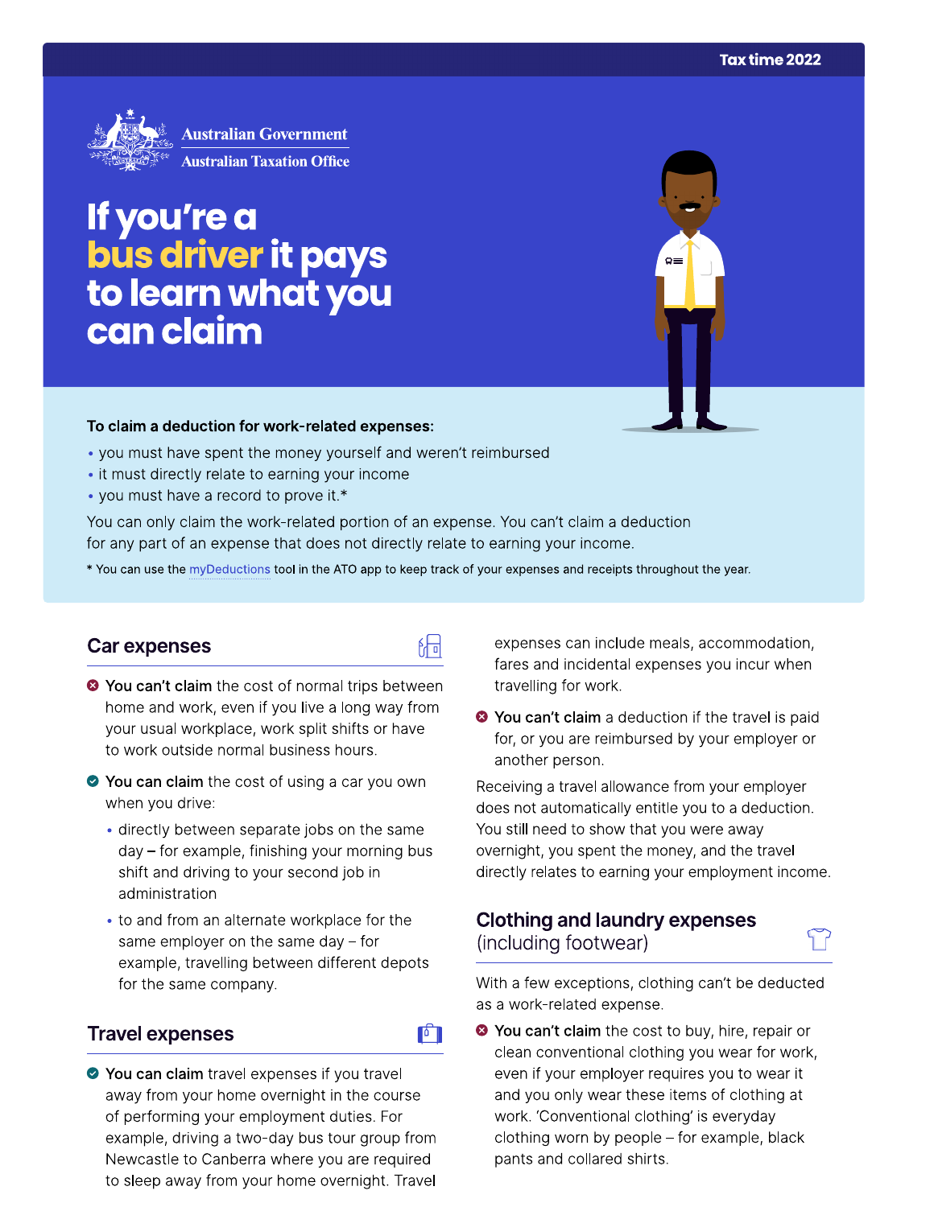Tax time 2022

Australian Government
Australian Taxation Office

# If you're a bus driver it pays to learn what you can claim

**To claim a deduction for work-related expenses:**

- you must have spent the money yourself and weren't reimbursed
- it must directly relate to earning your income
- you must have a record to prove it.*

You can only claim the work-related portion of an expense. You can't claim a deduction for any part of an expense that does not directly relate to earning your income.

* You can use the myDeductions tool in the ATO app to keep track of your expenses and receipts throughout the year.

## Car expenses

**You can't claim** the cost of normal trips between home and work, even if you live a long way from your usual workplace, work split shifts or have to work outside normal business hours.

**You can claim** the cost of using a car you own when you drive:

- directly between separate jobs on the same day – for example, finishing your morning bus shift and driving to your second job in administration
- to and from an alternate workplace for the same employer on the same day – for example, travelling between different depots for the same company.

## Travel expenses

**You can claim** travel expenses if you travel away from your home overnight in the course of performing your employment duties. For example, driving a two-day bus tour group from Newcastle to Canberra where you are required to sleep away from your home overnight. Travel expenses can include meals, accommodation, fares and incidental expenses you incur when travelling for work.

**You can't claim** a deduction if the travel is paid for, or you are reimbursed by your employer or another person.

Receiving a travel allowance from your employer does not automatically entitle you to a deduction. You still need to show that you were away overnight, you spent the money, and the travel directly relates to earning your employment income.

## Clothing and laundry expenses (including footwear)

With a few exceptions, clothing can't be deducted as a work-related expense.

**You can't claim** the cost to buy, hire, repair or clean conventional clothing you wear for work, even if your employer requires you to wear it and you only wear these items of clothing at work. 'Conventional clothing' is everyday clothing worn by people – for example, black pants and collared shirts.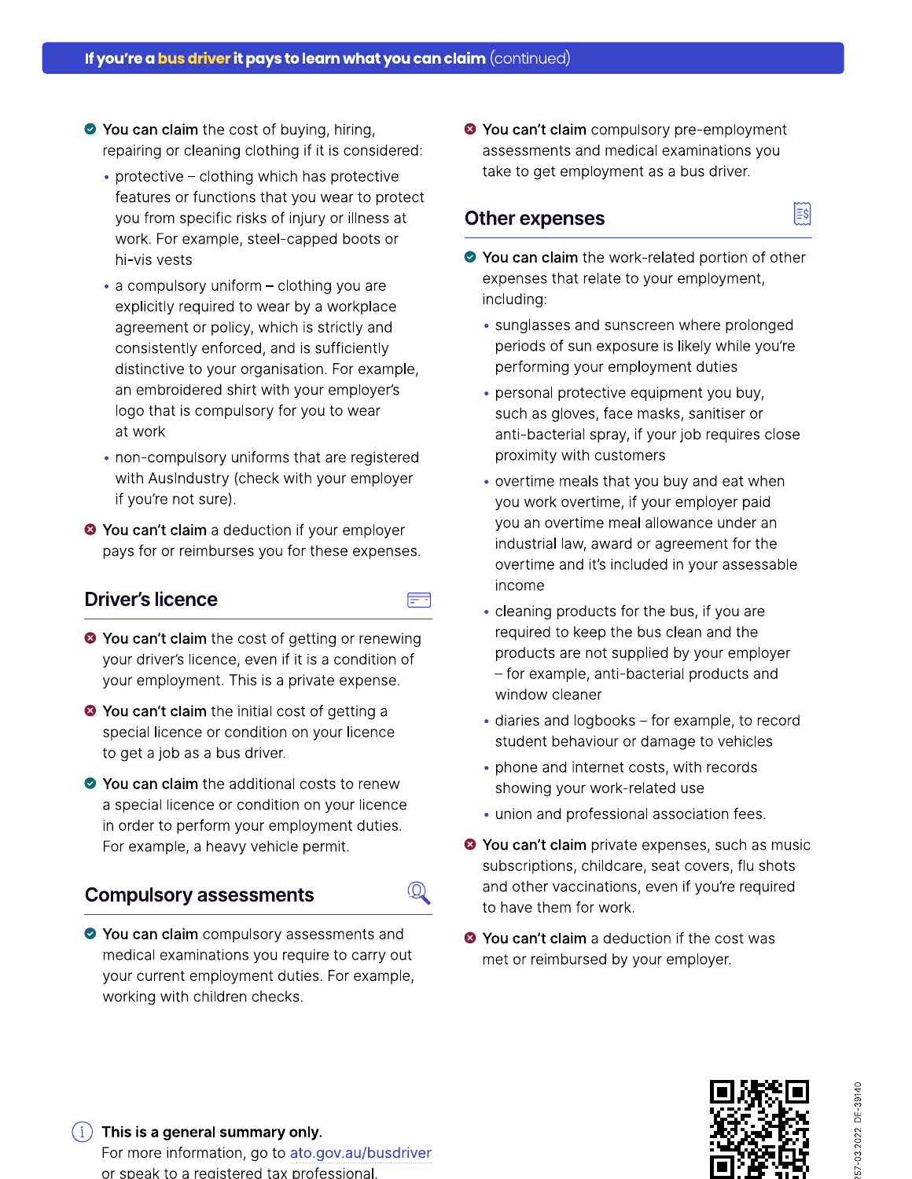## If you're a bus driver it pays to learn what you can claim (continued)

- **You can claim** the cost of buying, hiring, repairing or cleaning clothing if it is considered:
  - protective – clothing which has protective features or functions that you wear to protect you from specific risks of injury or illness at work. For example, steel-capped boots or hi-vis vests
  - a compulsory uniform – clothing you are explicitly required to wear by a workplace agreement or policy, which is strictly and consistently enforced, and is sufficiently distinctive to your organisation. For example, an embroidered shirt with your employer's logo that is compulsory for you to wear at work
  - non-compulsory uniforms that are registered with AusIndustry (check with your employer if you're not sure).
- **You can't claim** a deduction if your employer pays for or reimburses you for these expenses.

### Driver's licence

- **You can't claim** the cost of getting or renewing your driver's licence, even if it is a condition of your employment. This is a private expense.
- **You can't claim** the initial cost of getting a special licence or condition on your licence to get a job as a bus driver.
- **You can claim** the additional costs to renew a special licence or condition on your licence in order to perform your employment duties. For example, a heavy vehicle permit.

### Compulsory assessments

- **You can claim** compulsory assessments and medical examinations you require to carry out your current employment duties. For example, working with children checks.
- **You can't claim** compulsory pre-employment assessments and medical examinations you take to get employment as a bus driver.

### Other expenses

- **You can claim** the work-related portion of other expenses that relate to your employment, including:
  - sunglasses and sunscreen where prolonged periods of sun exposure is likely while you're performing your employment duties
  - personal protective equipment you buy, such as gloves, face masks, sanitiser or anti-bacterial spray, if your job requires close proximity with customers
  - overtime meals that you buy and eat when you work overtime, if your employer paid you an overtime meal allowance under an industrial law, award or agreement for the overtime and it's included in your assessable income
  - cleaning products for the bus, if you are required to keep the bus clean and the products are not supplied by your employer – for example, anti-bacterial products and window cleaner
  - diaries and logbooks – for example, to record student behaviour or damage to vehicles
  - phone and internet costs, with records showing your work-related use
  - union and professional association fees.
- **You can't claim** private expenses, such as music subscriptions, childcare, seat covers, flu shots and other vaccinations, even if you're required to have them for work.
- **You can't claim** a deduction if the cost was met or reimbursed by your employer.

**This is a general summary only.**
For more information, go to ato.gov.au/busdriver or speak to a registered tax professional.